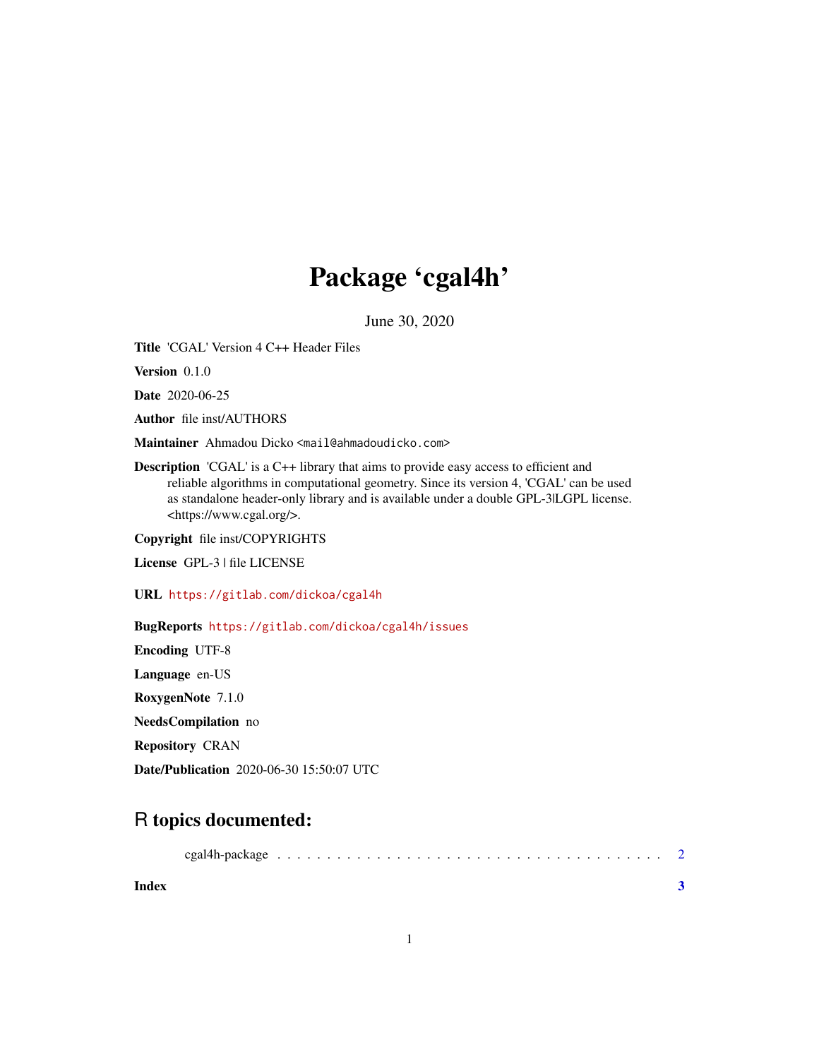# Package 'cgal4h'

June 30, 2020

**Title** 'CGAL' Version 4 C++ Header Files

**Version** 0.1.0

**Date** 2020-06-25

**Author** file inst/AUTHORS

**Maintainer** Ahmadou Dicko <mail@ahmadoudicko.com>

**Description** 'CGAL' is a C++ library that aims to provide easy access to efficient and reliable algorithms in computational geometry. Since its version 4, 'CGAL' can be used as standalone header-only library and is available under a double GPL-3|LGPL license. <https://www.cgal.org/>.

**Copyright** file inst/COPYRIGHTS

**License** GPL-3 | file LICENSE

**URL** https://gitlab.com/dickoa/cgal4h

**BugReports** https://gitlab.com/dickoa/cgal4h/issues

**Encoding** UTF-8

**Language** en-US

**RoxygenNote** 7.1.0

**NeedsCompilation** no

**Repository** CRAN

**Date/Publication** 2020-06-30 15:50:07 UTC

## R topics documented:

cgal4h-package . . . . . . . . . . . . . . . . . . . . . . . . . . . . . . . . . . . . . . 2

**Index** **3**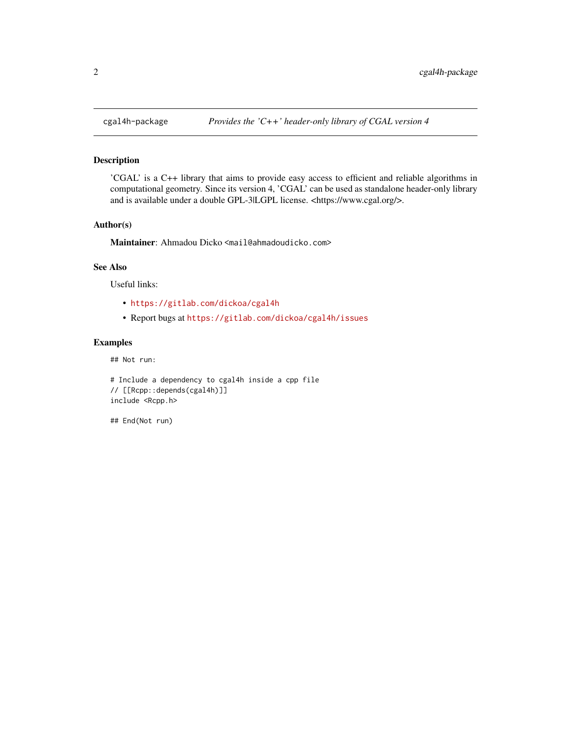## cgal4h-package — *Provides the 'C++' header-only library of CGAL version 4*

### Description

'CGAL' is a C++ library that aims to provide easy access to efficient and reliable algorithms in computational geometry. Since its version 4, 'CGAL' can be used as standalone header-only library and is available under a double GPL-3|LGPL license. <https://www.cgal.org/>.

### Author(s)

**Maintainer**: Ahmadou Dicko <mail@ahmadoudicko.com>

### See Also

Useful links:

- https://gitlab.com/dickoa/cgal4h
- Report bugs at https://gitlab.com/dickoa/cgal4h/issues

### Examples

```
## Not run:

# Include a dependency to cgal4h inside a cpp file
// [[Rcpp::depends(cgal4h)]]
include <Rcpp.h>

## End(Not run)
```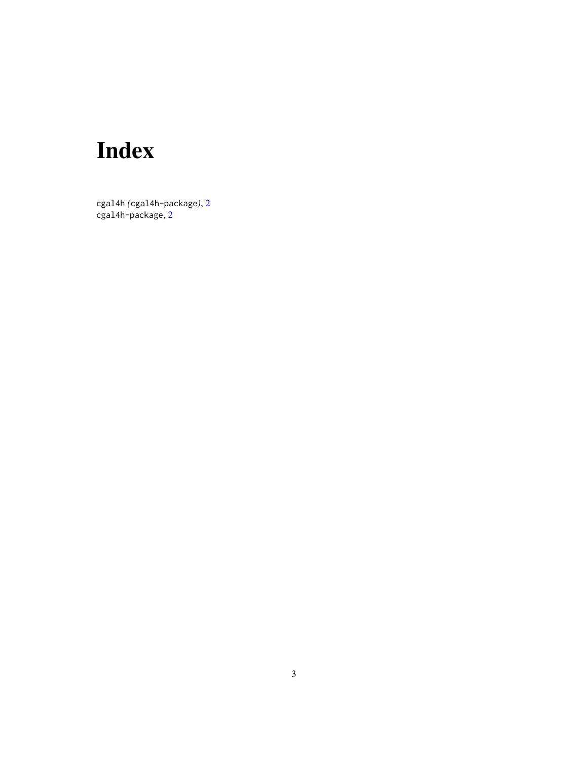# Index

cgal4h (cgal4h-package), 2
cgal4h-package, 2